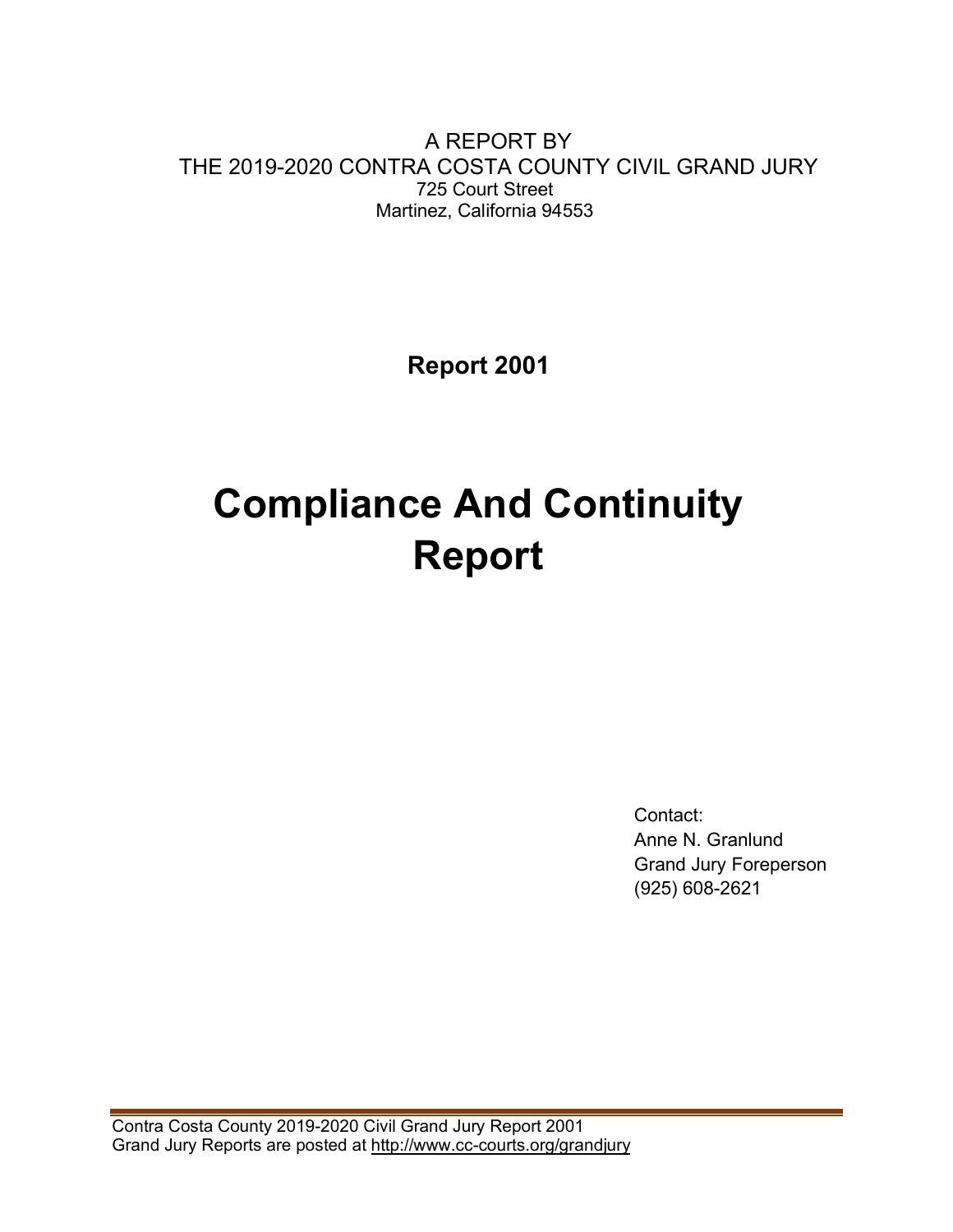A REPORT BY
THE 2019-2020 CONTRA COSTA COUNTY CIVIL GRAND JURY
725 Court Street
Martinez, California 94553

**Report 2001**

# Compliance And Continuity Report

Contact:
Anne N. Granlund
Grand Jury Foreperson
(925) 608-2621

Contra Costa County 2019-2020 Civil Grand Jury Report 2001
Grand Jury Reports are posted at http://www.cc-courts.org/grandjury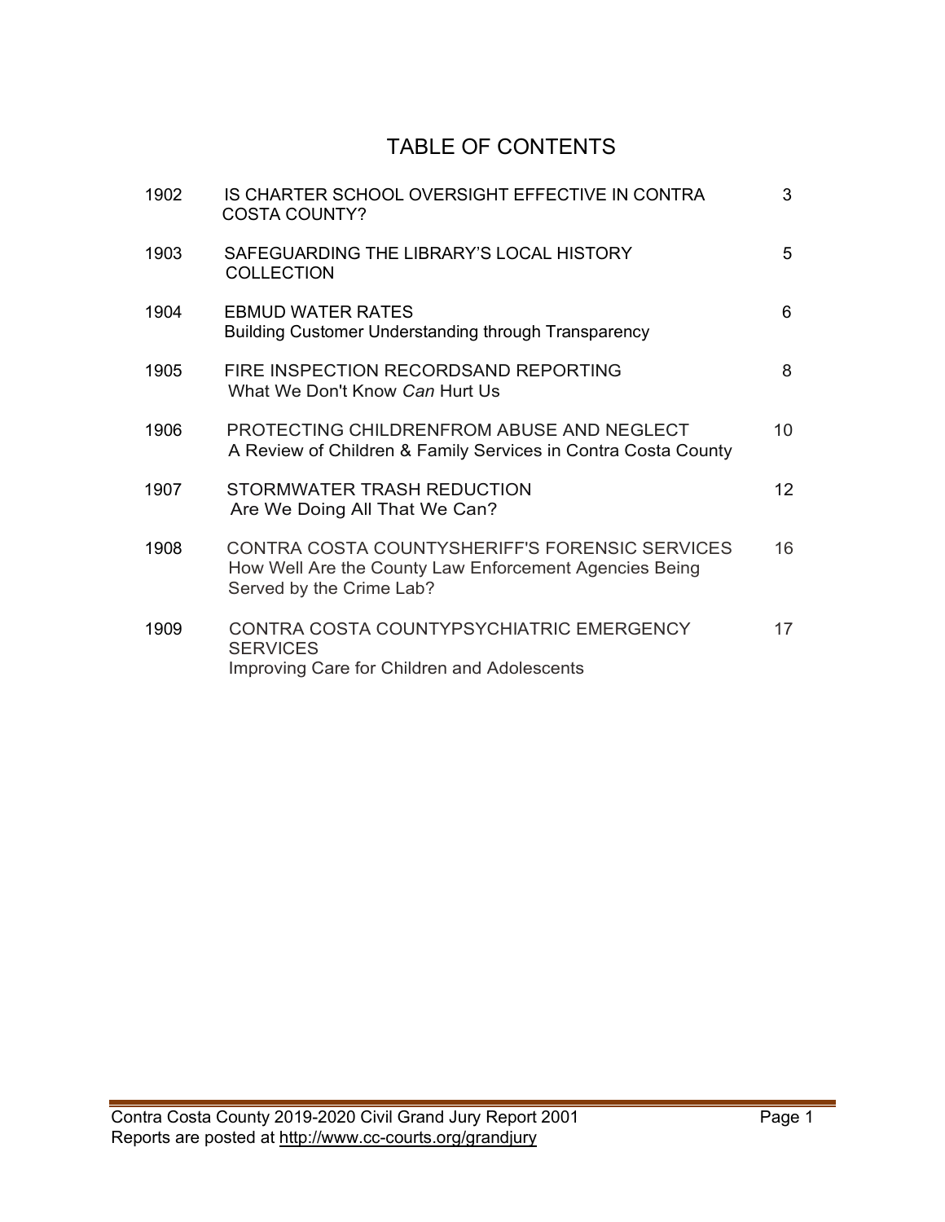# TABLE OF CONTENTS

| | | |
|---|---|---|
| 1902 | IS CHARTER SCHOOL OVERSIGHT EFFECTIVE IN CONTRA COSTA COUNTY? | 3 |
| 1903 | SAFEGUARDING THE LIBRARY'S LOCAL HISTORY COLLECTION | 5 |
| 1904 | EBMUD WATER RATES<br>Building Customer Understanding through Transparency | 6 |
| 1905 | FIRE INSPECTION RECORDSAND REPORTING<br>What We Don't Know *Can* Hurt Us | 8 |
| 1906 | PROTECTING CHILDRENFROM ABUSE AND NEGLECT<br>A Review of Children & Family Services in Contra Costa County | 10 |
| 1907 | STORMWATER TRASH REDUCTION<br>Are We Doing All That We Can? | 12 |
| 1908 | CONTRA COSTA COUNTYSHERIFF'S FORENSIC SERVICES<br>How Well Are the County Law Enforcement Agencies Being Served by the Crime Lab? | 16 |
| 1909 | CONTRA COSTA COUNTYPSYCHIATRIC EMERGENCY SERVICES<br>Improving Care for Children and Adolescents | 17 |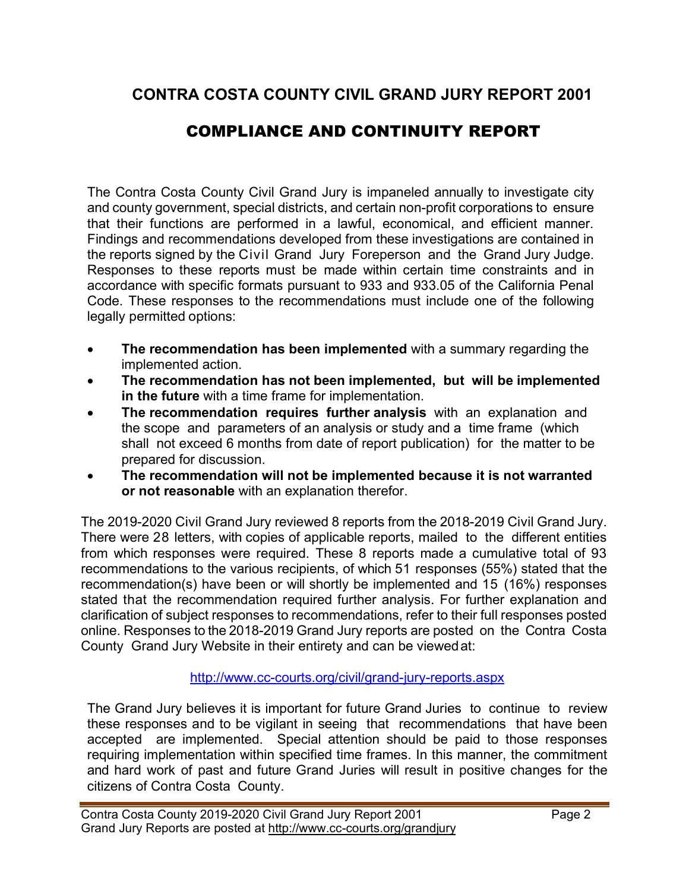# CONTRA COSTA COUNTY CIVIL GRAND JURY REPORT 2001

## COMPLIANCE AND CONTINUITY REPORT

The Contra Costa County Civil Grand Jury is impaneled annually to investigate city and county government, special districts, and certain non-profit corporations to ensure that their functions are performed in a lawful, economical, and efficient manner. Findings and recommendations developed from these investigations are contained in the reports signed by the Civil Grand Jury Foreperson and the Grand Jury Judge. Responses to these reports must be made within certain time constraints and in accordance with specific formats pursuant to 933 and 933.05 of the California Penal Code. These responses to the recommendations must include one of the following legally permitted options:

- **The recommendation has been implemented** with a summary regarding the implemented action.
- **The recommendation has not been implemented, but will be implemented in the future** with a time frame for implementation.
- **The recommendation requires further analysis** with an explanation and the scope and parameters of an analysis or study and a time frame (which shall not exceed 6 months from date of report publication) for the matter to be prepared for discussion.
- **The recommendation will not be implemented because it is not warranted or not reasonable** with an explanation therefor.

The 2019-2020 Civil Grand Jury reviewed 8 reports from the 2018-2019 Civil Grand Jury. There were 28 letters, with copies of applicable reports, mailed to the different entities from which responses were required. These 8 reports made a cumulative total of 93 recommendations to the various recipients, of which 51 responses (55%) stated that the recommendation(s) have been or will shortly be implemented and 15 (16%) responses stated that the recommendation required further analysis. For further explanation and clarification of subject responses to recommendations, refer to their full responses posted online. Responses to the 2018-2019 Grand Jury reports are posted on the Contra Costa County Grand Jury Website in their entirety and can be viewed at:

http://www.cc-courts.org/civil/grand-jury-reports.aspx

The Grand Jury believes it is important for future Grand Juries to continue to review these responses and to be vigilant in seeing that recommendations that have been accepted are implemented. Special attention should be paid to those responses requiring implementation within specified time frames. In this manner, the commitment and hard work of past and future Grand Juries will result in positive changes for the citizens of Contra Costa County.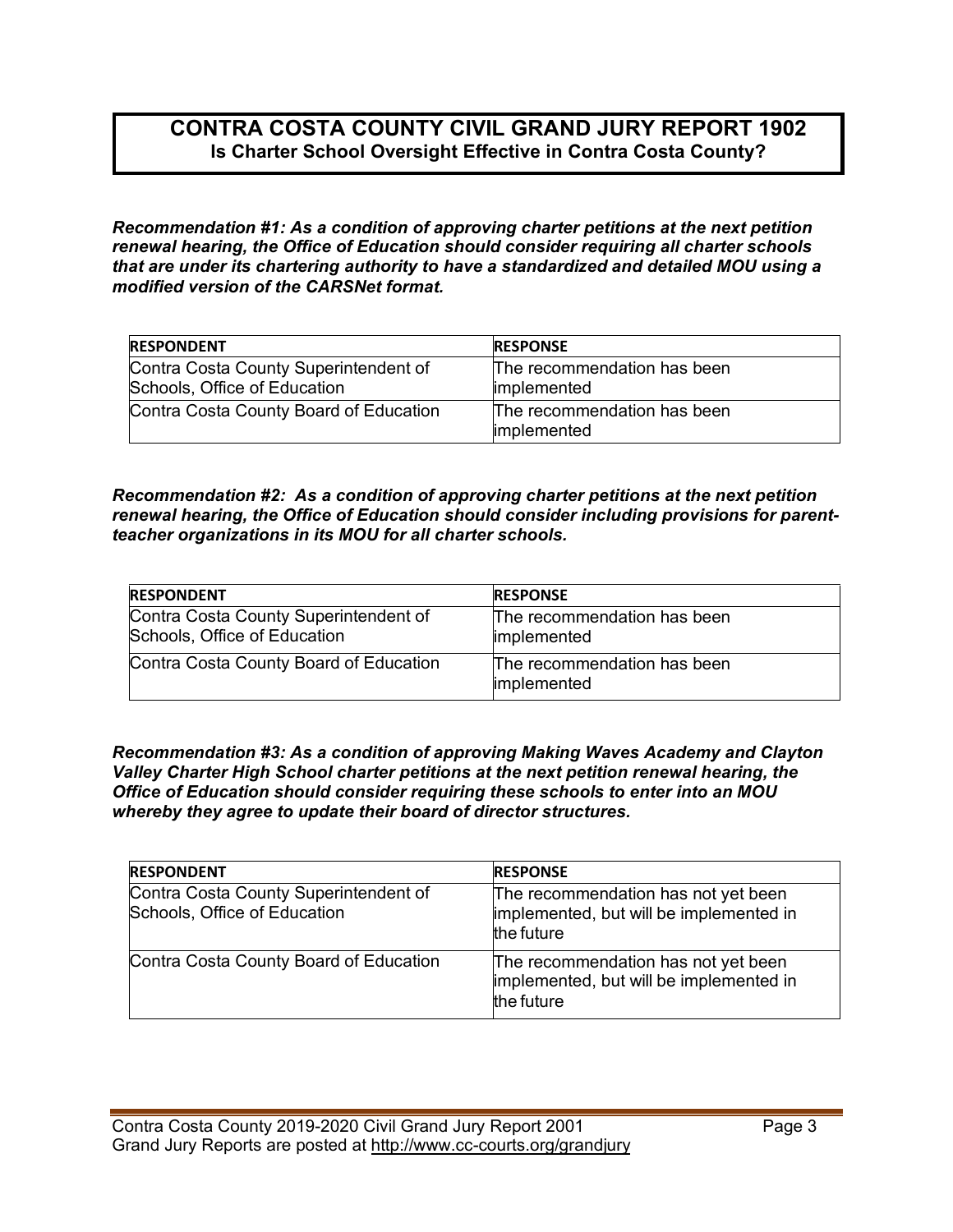## CONTRA COSTA COUNTY CIVIL GRAND JURY REPORT 1902

### Is Charter School Oversight Effective in Contra Costa County?

***Recommendation #1: As a condition of approving charter petitions at the next petition renewal hearing, the Office of Education should consider requiring all charter schools that are under its chartering authority to have a standardized and detailed MOU using a modified version of the CARSNet format.***

| RESPONDENT | RESPONSE |
|---|---|
| Contra Costa County Superintendent of Schools, Office of Education | The recommendation has been implemented |
| Contra Costa County Board of Education | The recommendation has been implemented |

***Recommendation #2: As a condition of approving charter petitions at the next petition renewal hearing, the Office of Education should consider including provisions for parent-teacher organizations in its MOU for all charter schools.***

| RESPONDENT | RESPONSE |
|---|---|
| Contra Costa County Superintendent of Schools, Office of Education | The recommendation has been implemented |
| Contra Costa County Board of Education | The recommendation has been implemented |

***Recommendation #3: As a condition of approving Making Waves Academy and Clayton Valley Charter High School charter petitions at the next petition renewal hearing, the Office of Education should consider requiring these schools to enter into an MOU whereby they agree to update their board of director structures.***

| RESPONDENT | RESPONSE |
|---|---|
| Contra Costa County Superintendent of Schools, Office of Education | The recommendation has not yet been implemented, but will be implemented in the future |
| Contra Costa County Board of Education | The recommendation has not yet been implemented, but will be implemented in the future |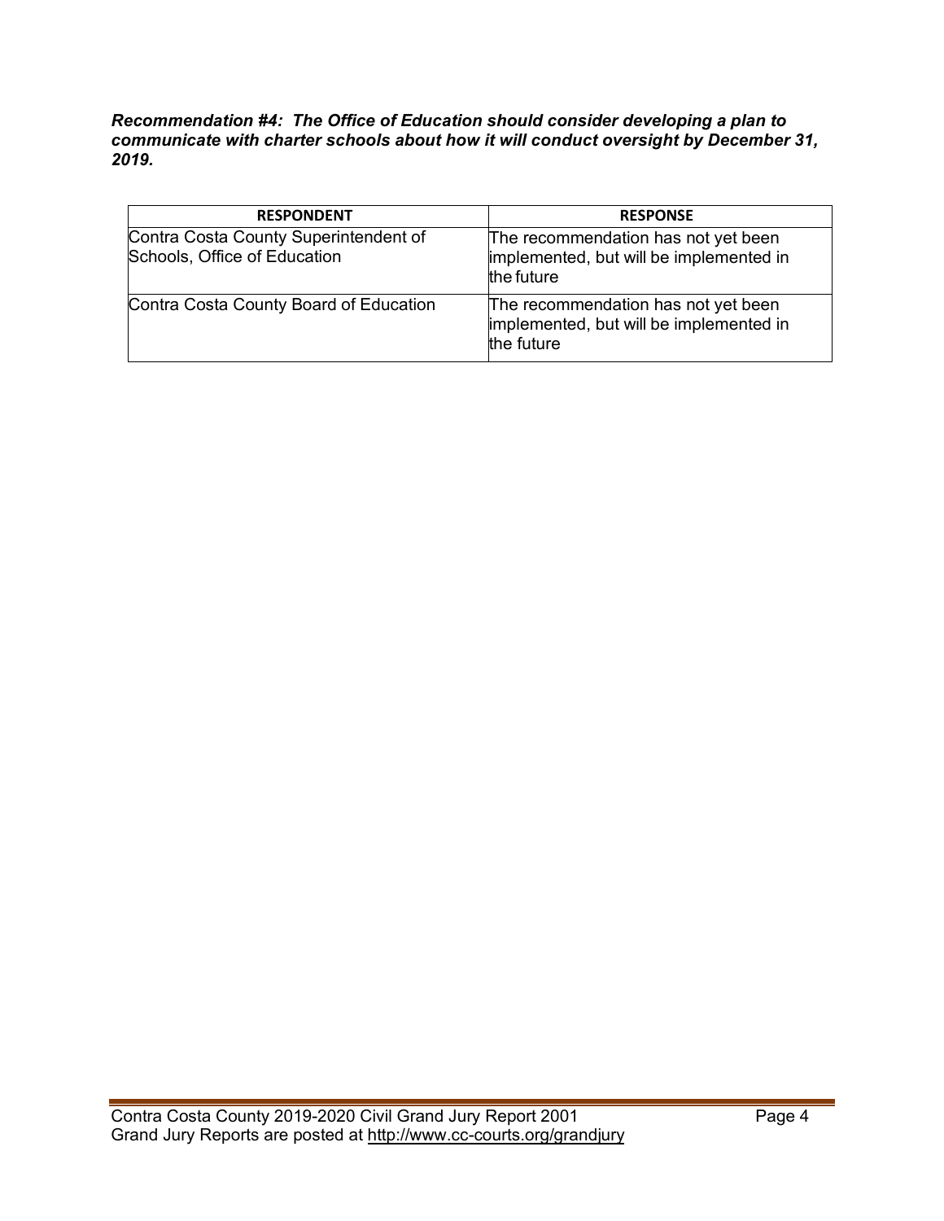***Recommendation #4: The Office of Education should consider developing a plan to communicate with charter schools about how it will conduct oversight by December 31, 2019.***

| RESPONDENT | RESPONSE |
|---|---|
| Contra Costa County Superintendent of Schools, Office of Education | The recommendation has not yet been implemented, but will be implemented in the future |
| Contra Costa County Board of Education | The recommendation has not yet been implemented, but will be implemented in the future |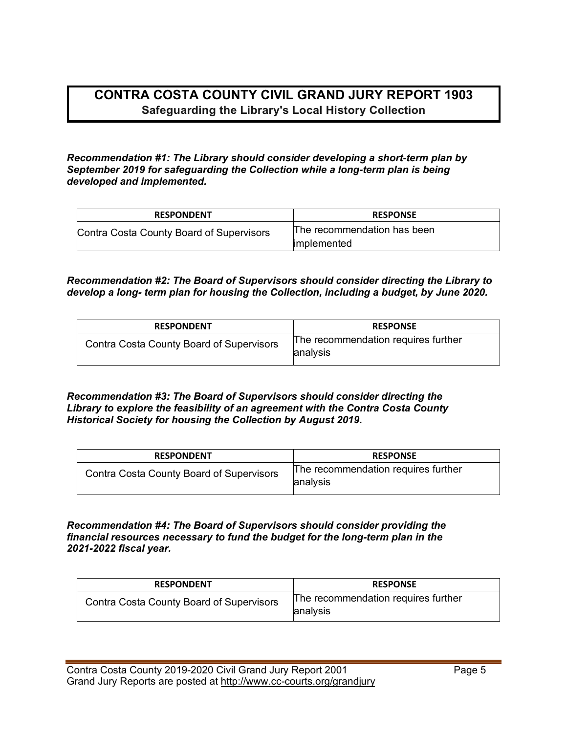# CONTRA COSTA COUNTY CIVIL GRAND JURY REPORT 1903

## Safeguarding the Library's Local History Collection

***Recommendation #1: The Library should consider developing a short-term plan by September 2019 for safeguarding the Collection while a long-term plan is being developed and implemented.***

| RESPONDENT | RESPONSE |
| --- | --- |
| Contra Costa County Board of Supervisors | The recommendation has been implemented |

***Recommendation #2: The Board of Supervisors should consider directing the Library to develop a long- term plan for housing the Collection, including a budget, by June 2020.***

| RESPONDENT | RESPONSE |
| --- | --- |
| Contra Costa County Board of Supervisors | The recommendation requires further analysis |

***Recommendation #3: The Board of Supervisors should consider directing the Library to explore the feasibility of an agreement with the Contra Costa County Historical Society for housing the Collection by August 2019.***

| RESPONDENT | RESPONSE |
| --- | --- |
| Contra Costa County Board of Supervisors | The recommendation requires further analysis |

***Recommendation #4: The Board of Supervisors should consider providing the financial resources necessary to fund the budget for the long-term plan in the 2021-2022 fiscal year.***

| RESPONDENT | RESPONSE |
| --- | --- |
| Contra Costa County Board of Supervisors | The recommendation requires further analysis |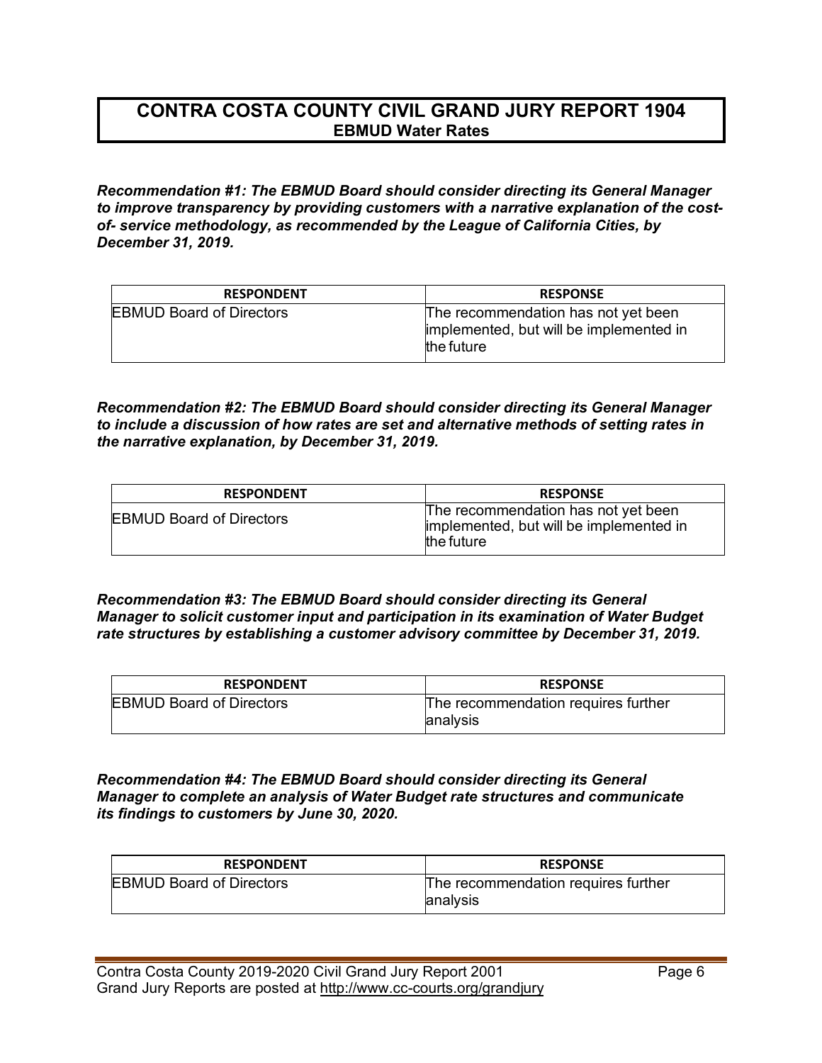# CONTRA COSTA COUNTY CIVIL GRAND JURY REPORT 1904
## EBMUD Water Rates

***Recommendation #1: The EBMUD Board should consider directing its General Manager to improve transparency by providing customers with a narrative explanation of the cost-of- service methodology, as recommended by the League of California Cities, by December 31, 2019.***

| RESPONDENT | RESPONSE |
|---|---|
| EBMUD Board of Directors | The recommendation has not yet been implemented, but will be implemented in the future |

***Recommendation #2: The EBMUD Board should consider directing its General Manager to include a discussion of how rates are set and alternative methods of setting rates in the narrative explanation, by December 31, 2019.***

| RESPONDENT | RESPONSE |
|---|---|
| EBMUD Board of Directors | The recommendation has not yet been implemented, but will be implemented in the future |

***Recommendation #3: The EBMUD Board should consider directing its General Manager to solicit customer input and participation in its examination of Water Budget rate structures by establishing a customer advisory committee by December 31, 2019.***

| RESPONDENT | RESPONSE |
|---|---|
| EBMUD Board of Directors | The recommendation requires further analysis |

***Recommendation #4: The EBMUD Board should consider directing its General Manager to complete an analysis of Water Budget rate structures and communicate its findings to customers by June 30, 2020.***

| RESPONDENT | RESPONSE |
|---|---|
| EBMUD Board of Directors | The recommendation requires further analysis |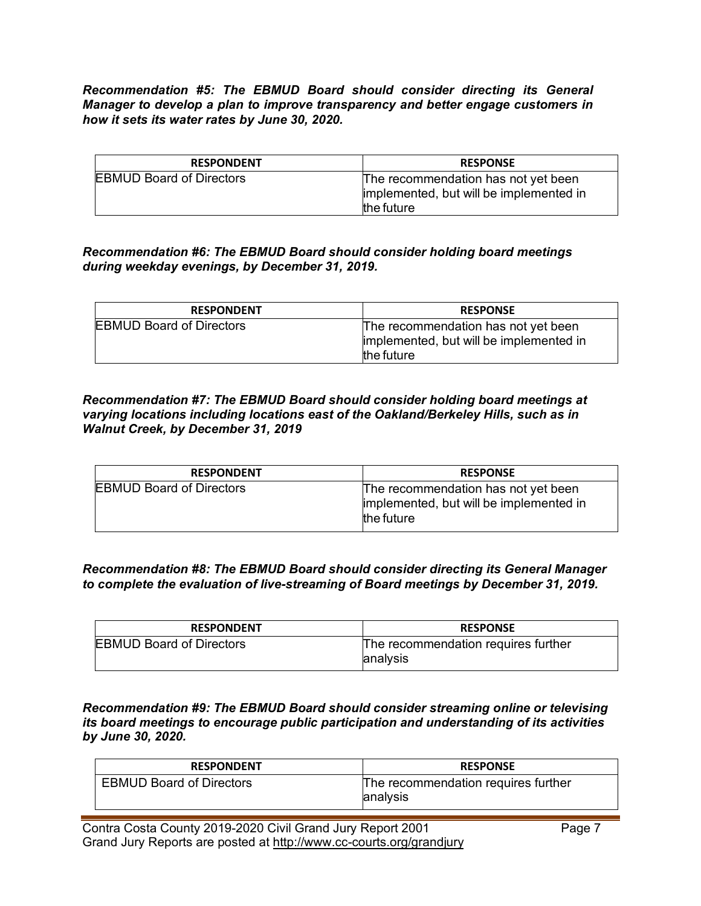***Recommendation #5: The EBMUD Board should consider directing its General Manager to develop a plan to improve transparency and better engage customers in how it sets its water rates by June 30, 2020.***

| RESPONDENT | RESPONSE |
|---|---|
| EBMUD Board of Directors | The recommendation has not yet been implemented, but will be implemented in the future |

***Recommendation #6: The EBMUD Board should consider holding board meetings during weekday evenings, by December 31, 2019.***

| RESPONDENT | RESPONSE |
|---|---|
| EBMUD Board of Directors | The recommendation has not yet been implemented, but will be implemented in the future |

***Recommendation #7: The EBMUD Board should consider holding board meetings at varying locations including locations east of the Oakland/Berkeley Hills, such as in Walnut Creek, by December 31, 2019***

| RESPONDENT | RESPONSE |
|---|---|
| EBMUD Board of Directors | The recommendation has not yet been implemented, but will be implemented in the future |

***Recommendation #8: The EBMUD Board should consider directing its General Manager to complete the evaluation of live-streaming of Board meetings by December 31, 2019.***

| RESPONDENT | RESPONSE |
|---|---|
| EBMUD Board of Directors | The recommendation requires further analysis |

***Recommendation #9: The EBMUD Board should consider streaming online or televising its board meetings to encourage public participation and understanding of its activities by June 30, 2020.***

| RESPONDENT | RESPONSE |
|---|---|
| EBMUD Board of Directors | The recommendation requires further analysis |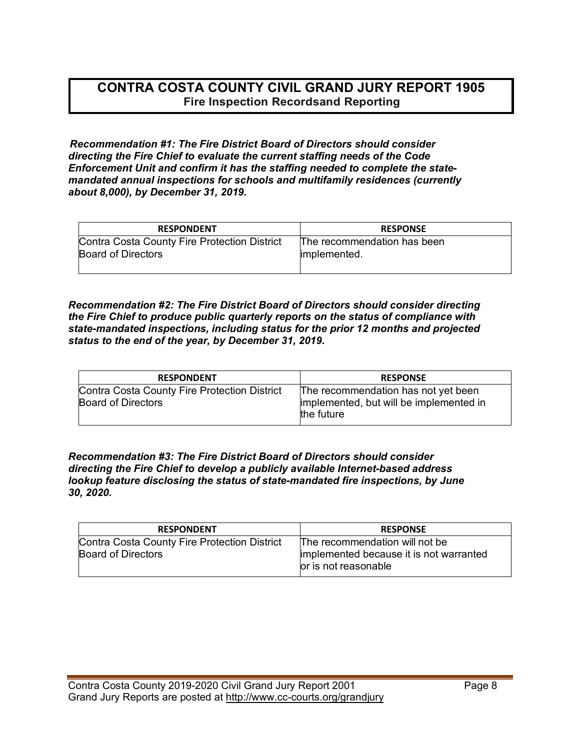## CONTRA COSTA COUNTY CIVIL GRAND JURY REPORT 1905

### Fire Inspection Recordsand Reporting

***Recommendation #1: The Fire District Board of Directors should consider directing the Fire Chief to evaluate the current staffing needs of the Code Enforcement Unit and confirm it has the staffing needed to complete the state-mandated annual inspections for schools and multifamily residences (currently about 8,000), by December 31, 2019.***

| RESPONDENT | RESPONSE |
| --- | --- |
| Contra Costa County Fire Protection District Board of Directors | The recommendation has been implemented. |

***Recommendation #2: The Fire District Board of Directors should consider directing the Fire Chief to produce public quarterly reports on the status of compliance with state-mandated inspections, including status for the prior 12 months and projected status to the end of the year, by December 31, 2019.***

| RESPONDENT | RESPONSE |
| --- | --- |
| Contra Costa County Fire Protection District Board of Directors | The recommendation has not yet been implemented, but will be implemented in the future |

***Recommendation #3: The Fire District Board of Directors should consider directing the Fire Chief to develop a publicly available Internet-based address lookup feature disclosing the status of state-mandated fire inspections, by June 30, 2020.***

| RESPONDENT | RESPONSE |
| --- | --- |
| Contra Costa County Fire Protection District Board of Directors | The recommendation will not be implemented because it is not warranted or is not reasonable |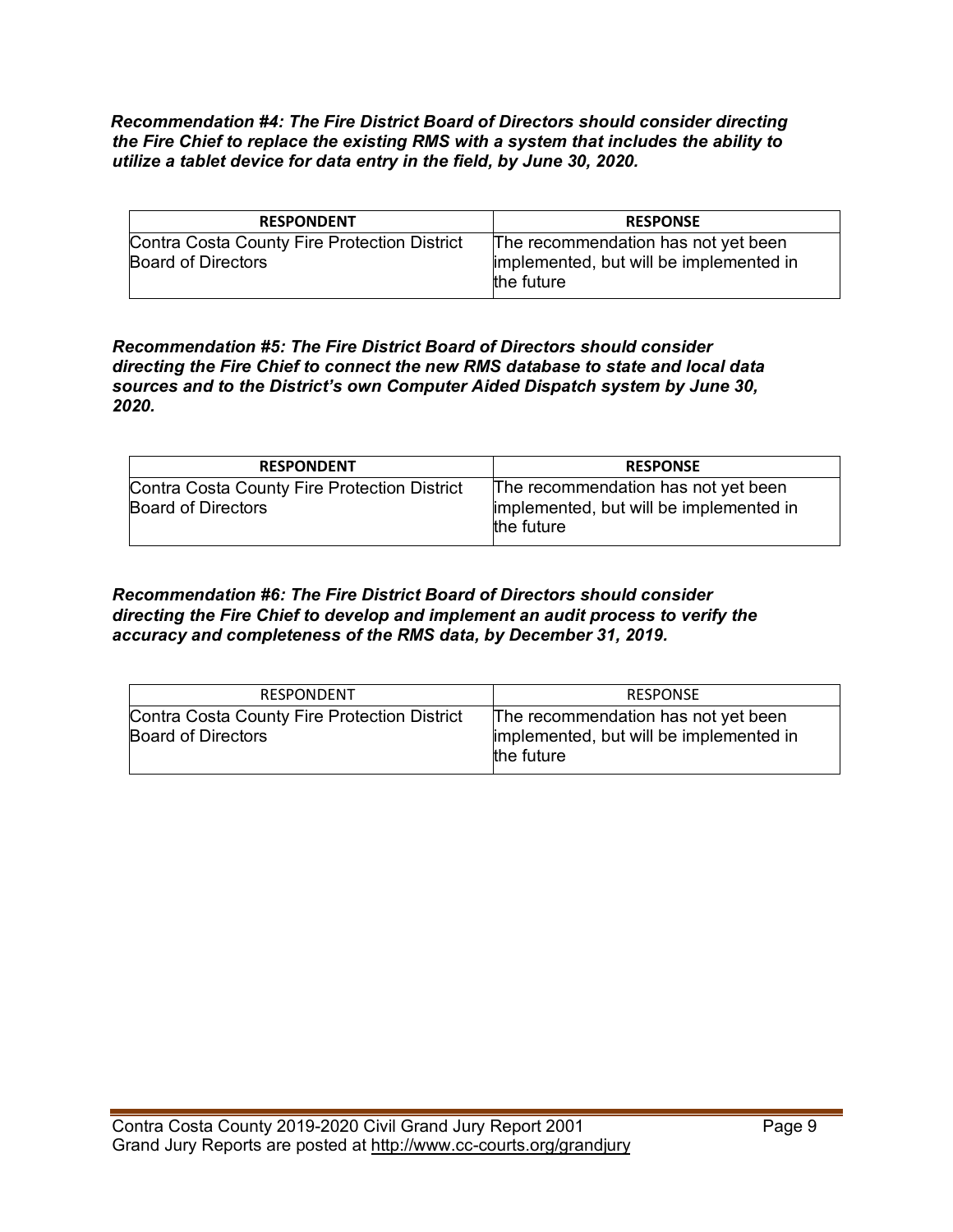***Recommendation #4: The Fire District Board of Directors should consider directing the Fire Chief to replace the existing RMS with a system that includes the ability to utilize a tablet device for data entry in the field, by June 30, 2020.***

| **RESPONDENT** | **RESPONSE** |
| --- | --- |
| Contra Costa County Fire Protection District Board of Directors | The recommendation has not yet been implemented, but will be implemented in the future |

***Recommendation #5: The Fire District Board of Directors should consider directing the Fire Chief to connect the new RMS database to state and local data sources and to the District's own Computer Aided Dispatch system by June 30, 2020.***

| **RESPONDENT** | **RESPONSE** |
| --- | --- |
| Contra Costa County Fire Protection District Board of Directors | The recommendation has not yet been implemented, but will be implemented in the future |

***Recommendation #6: The Fire District Board of Directors should consider directing the Fire Chief to develop and implement an audit process to verify the accuracy and completeness of the RMS data, by December 31, 2019.***

| RESPONDENT | RESPONSE |
| --- | --- |
| Contra Costa County Fire Protection District Board of Directors | The recommendation has not yet been implemented, but will be implemented in the future |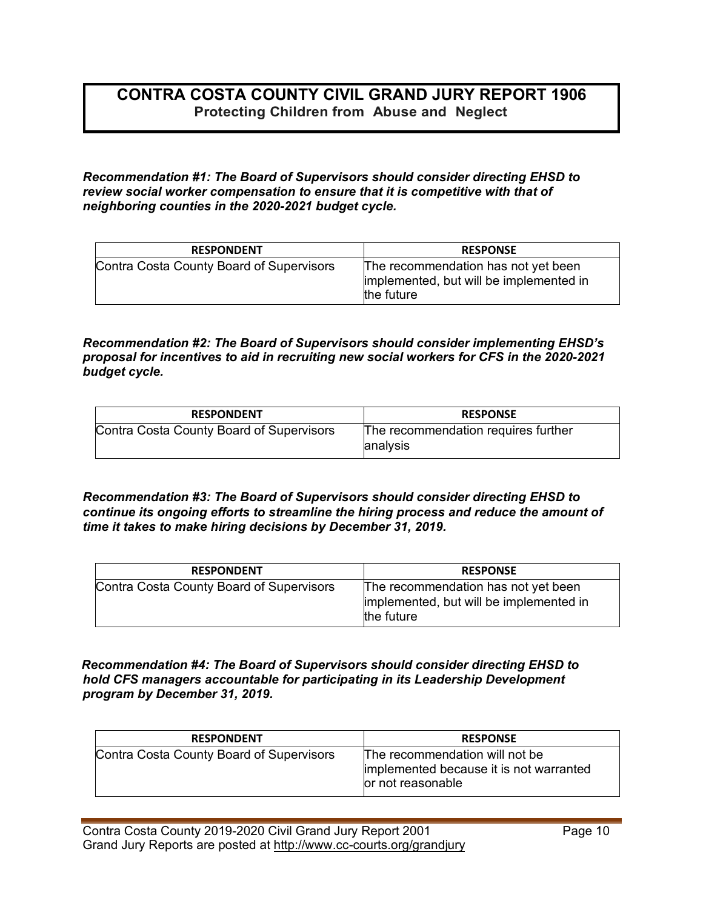# CONTRA COSTA COUNTY CIVIL GRAND JURY REPORT 1906

**Protecting Children from Abuse and Neglect**

***Recommendation #1: The Board of Supervisors should consider directing EHSD to review social worker compensation to ensure that it is competitive with that of neighboring counties in the 2020-2021 budget cycle.***

| RESPONDENT | RESPONSE |
|---|---|
| Contra Costa County Board of Supervisors | The recommendation has not yet been implemented, but will be implemented in the future |

***Recommendation #2: The Board of Supervisors should consider implementing EHSD's proposal for incentives to aid in recruiting new social workers for CFS in the 2020-2021 budget cycle.***

| RESPONDENT | RESPONSE |
|---|---|
| Contra Costa County Board of Supervisors | The recommendation requires further analysis |

***Recommendation #3: The Board of Supervisors should consider directing EHSD to continue its ongoing efforts to streamline the hiring process and reduce the amount of time it takes to make hiring decisions by December 31, 2019.***

| RESPONDENT | RESPONSE |
|---|---|
| Contra Costa County Board of Supervisors | The recommendation has not yet been implemented, but will be implemented in the future |

***Recommendation #4: The Board of Supervisors should consider directing EHSD to hold CFS managers accountable for participating in its Leadership Development program by December 31, 2019.***

| RESPONDENT | RESPONSE |
|---|---|
| Contra Costa County Board of Supervisors | The recommendation will not be implemented because it is not warranted or not reasonable |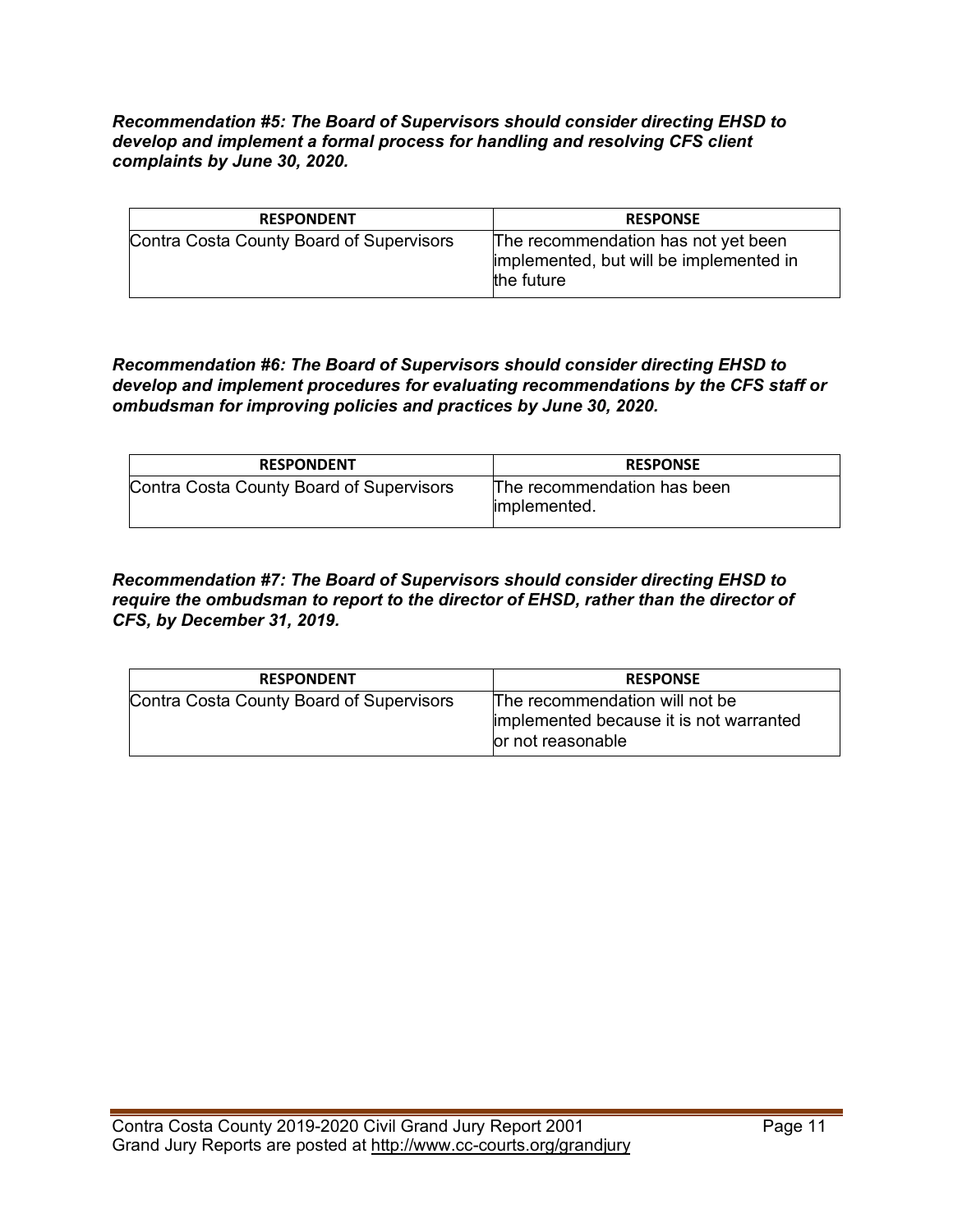***Recommendation #5: The Board of Supervisors should consider directing EHSD to develop and implement a formal process for handling and resolving CFS client complaints by June 30, 2020.***

| RESPONDENT | RESPONSE |
| --- | --- |
| Contra Costa County Board of Supervisors | The recommendation has not yet been implemented, but will be implemented in the future |

***Recommendation #6: The Board of Supervisors should consider directing EHSD to develop and implement procedures for evaluating recommendations by the CFS staff or ombudsman for improving policies and practices by June 30, 2020.***

| RESPONDENT | RESPONSE |
| --- | --- |
| Contra Costa County Board of Supervisors | The recommendation has been implemented. |

***Recommendation #7: The Board of Supervisors should consider directing EHSD to require the ombudsman to report to the director of EHSD, rather than the director of CFS, by December 31, 2019.***

| RESPONDENT | RESPONSE |
| --- | --- |
| Contra Costa County Board of Supervisors | The recommendation will not be implemented because it is not warranted or not reasonable |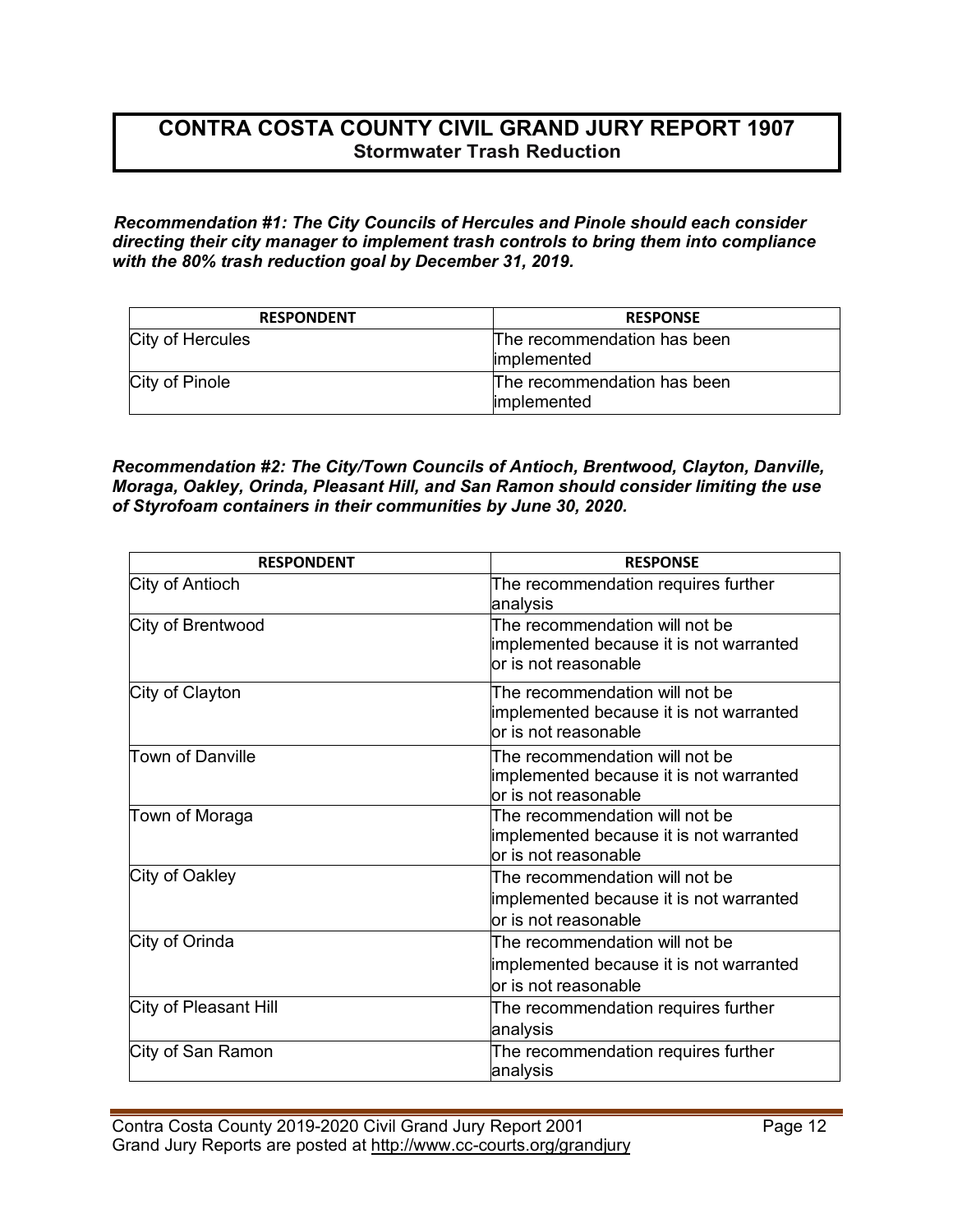## CONTRA COSTA COUNTY CIVIL GRAND JURY REPORT 1907
### Stormwater Trash Reduction

***Recommendation #1: The City Councils of Hercules and Pinole should each consider directing their city manager to implement trash controls to bring them into compliance with the 80% trash reduction goal by December 31, 2019.***

| RESPONDENT | RESPONSE |
|---|---|
| City of Hercules | The recommendation has been implemented |
| City of Pinole | The recommendation has been implemented |

***Recommendation #2: The City/Town Councils of Antioch, Brentwood, Clayton, Danville, Moraga, Oakley, Orinda, Pleasant Hill, and San Ramon should consider limiting the use of Styrofoam containers in their communities by June 30, 2020.***

| RESPONDENT | RESPONSE |
|---|---|
| City of Antioch | The recommendation requires further analysis |
| City of Brentwood | The recommendation will not be implemented because it is not warranted or is not reasonable |
| City of Clayton | The recommendation will not be implemented because it is not warranted or is not reasonable |
| Town of Danville | The recommendation will not be implemented because it is not warranted or is not reasonable |
| Town of Moraga | The recommendation will not be implemented because it is not warranted or is not reasonable |
| City of Oakley | The recommendation will not be implemented because it is not warranted or is not reasonable |
| City of Orinda | The recommendation will not be implemented because it is not warranted or is not reasonable |
| City of Pleasant Hill | The recommendation requires further analysis |
| City of San Ramon | The recommendation requires further analysis |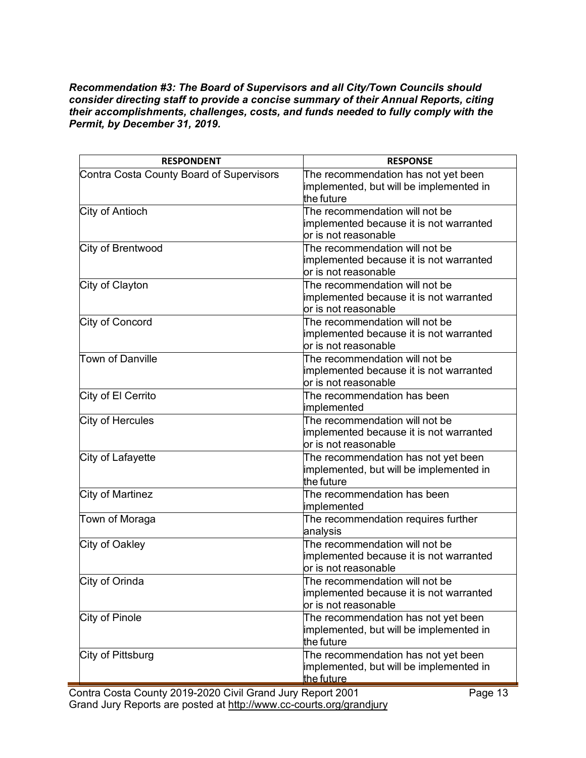***Recommendation #3: The Board of Supervisors and all City/Town Councils should consider directing staff to provide a concise summary of their Annual Reports, citing their accomplishments, challenges, costs, and funds needed to fully comply with the Permit, by December 31, 2019.***

| RESPONDENT | RESPONSE |
|---|---|
| Contra Costa County Board of Supervisors | The recommendation has not yet been implemented, but will be implemented in the future |
| City of Antioch | The recommendation will not be implemented because it is not warranted or is not reasonable |
| City of Brentwood | The recommendation will not be implemented because it is not warranted or is not reasonable |
| City of Clayton | The recommendation will not be implemented because it is not warranted or is not reasonable |
| City of Concord | The recommendation will not be implemented because it is not warranted or is not reasonable |
| Town of Danville | The recommendation will not be implemented because it is not warranted or is not reasonable |
| City of El Cerrito | The recommendation has been implemented |
| City of Hercules | The recommendation will not be implemented because it is not warranted or is not reasonable |
| City of Lafayette | The recommendation has not yet been implemented, but will be implemented in the future |
| City of Martinez | The recommendation has been implemented |
| Town of Moraga | The recommendation requires further analysis |
| City of Oakley | The recommendation will not be implemented because it is not warranted or is not reasonable |
| City of Orinda | The recommendation will not be implemented because it is not warranted or is not reasonable |
| City of Pinole | The recommendation has not yet been implemented, but will be implemented in the future |
| City of Pittsburg | The recommendation has not yet been implemented, but will be implemented in the future |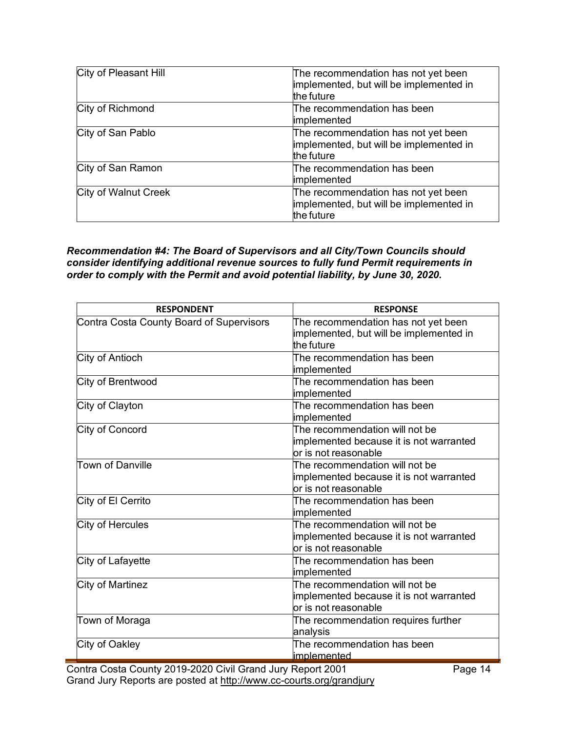| | |
|---|---|
| City of Pleasant Hill | The recommendation has not yet been implemented, but will be implemented in the future |
| City of Richmond | The recommendation has been implemented |
| City of San Pablo | The recommendation has not yet been implemented, but will be implemented in the future |
| City of San Ramon | The recommendation has been implemented |
| City of Walnut Creek | The recommendation has not yet been implemented, but will be implemented in the future |

***Recommendation #4: The Board of Supervisors and all City/Town Councils should consider identifying additional revenue sources to fully fund Permit requirements in order to comply with the Permit and avoid potential liability, by June 30, 2020.***

| RESPONDENT | RESPONSE |
|---|---|
| Contra Costa County Board of Supervisors | The recommendation has not yet been implemented, but will be implemented in the future |
| City of Antioch | The recommendation has been implemented |
| City of Brentwood | The recommendation has been implemented |
| City of Clayton | The recommendation has been implemented |
| City of Concord | The recommendation will not be implemented because it is not warranted or is not reasonable |
| Town of Danville | The recommendation will not be implemented because it is not warranted or is not reasonable |
| City of El Cerrito | The recommendation has been implemented |
| City of Hercules | The recommendation will not be implemented because it is not warranted or is not reasonable |
| City of Lafayette | The recommendation has been implemented |
| City of Martinez | The recommendation will not be implemented because it is not warranted or is not reasonable |
| Town of Moraga | The recommendation requires further analysis |
| City of Oakley | The recommendation has been implemented |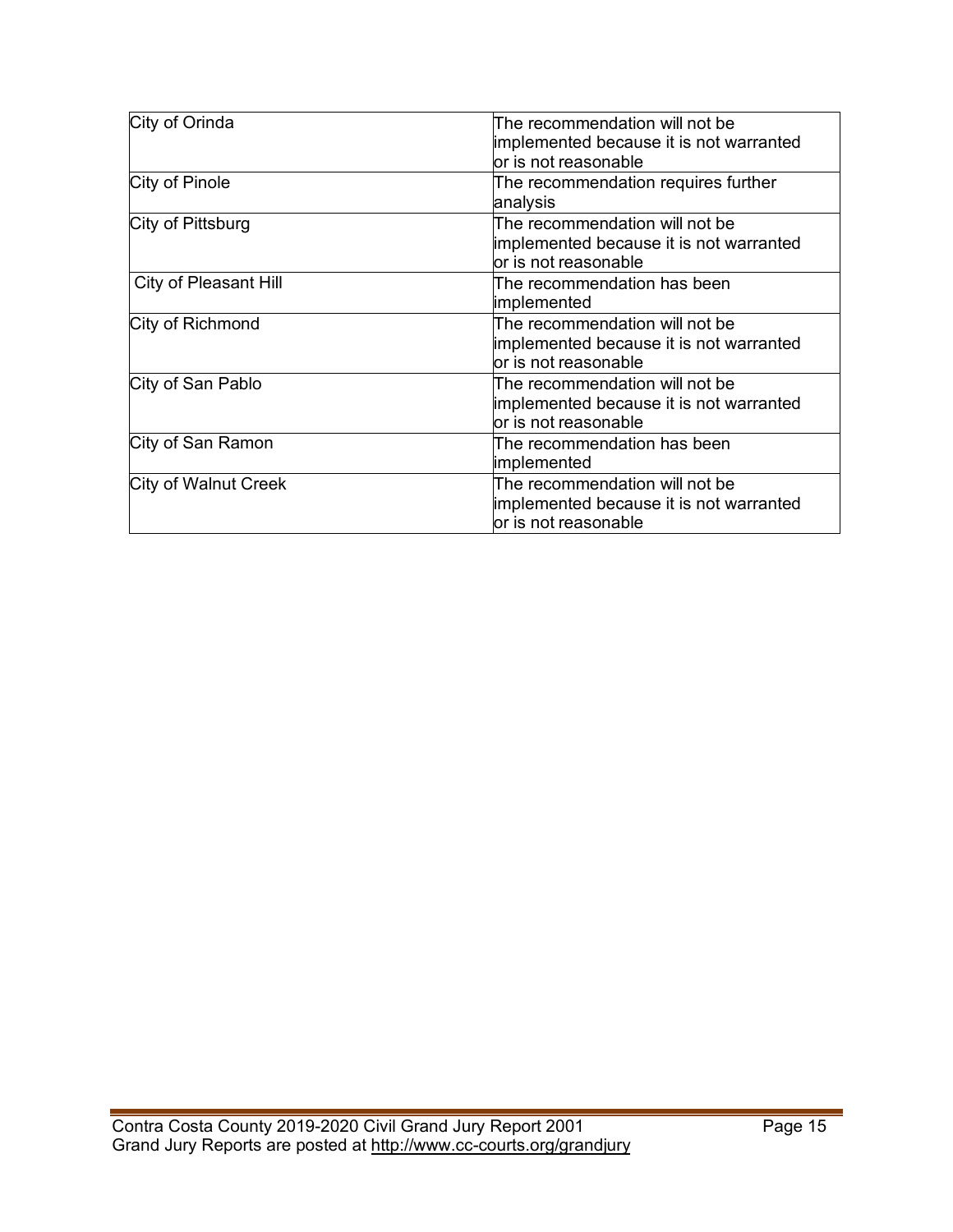| City of Orinda | The recommendation will not be implemented because it is not warranted or is not reasonable |
| --- | --- |
| City of Pinole | The recommendation requires further analysis |
| City of Pittsburg | The recommendation will not be implemented because it is not warranted or is not reasonable |
| City of Pleasant Hill | The recommendation has been implemented |
| City of Richmond | The recommendation will not be implemented because it is not warranted or is not reasonable |
| City of San Pablo | The recommendation will not be implemented because it is not warranted or is not reasonable |
| City of San Ramon | The recommendation has been implemented |
| City of Walnut Creek | The recommendation will not be implemented because it is not warranted or is not reasonable |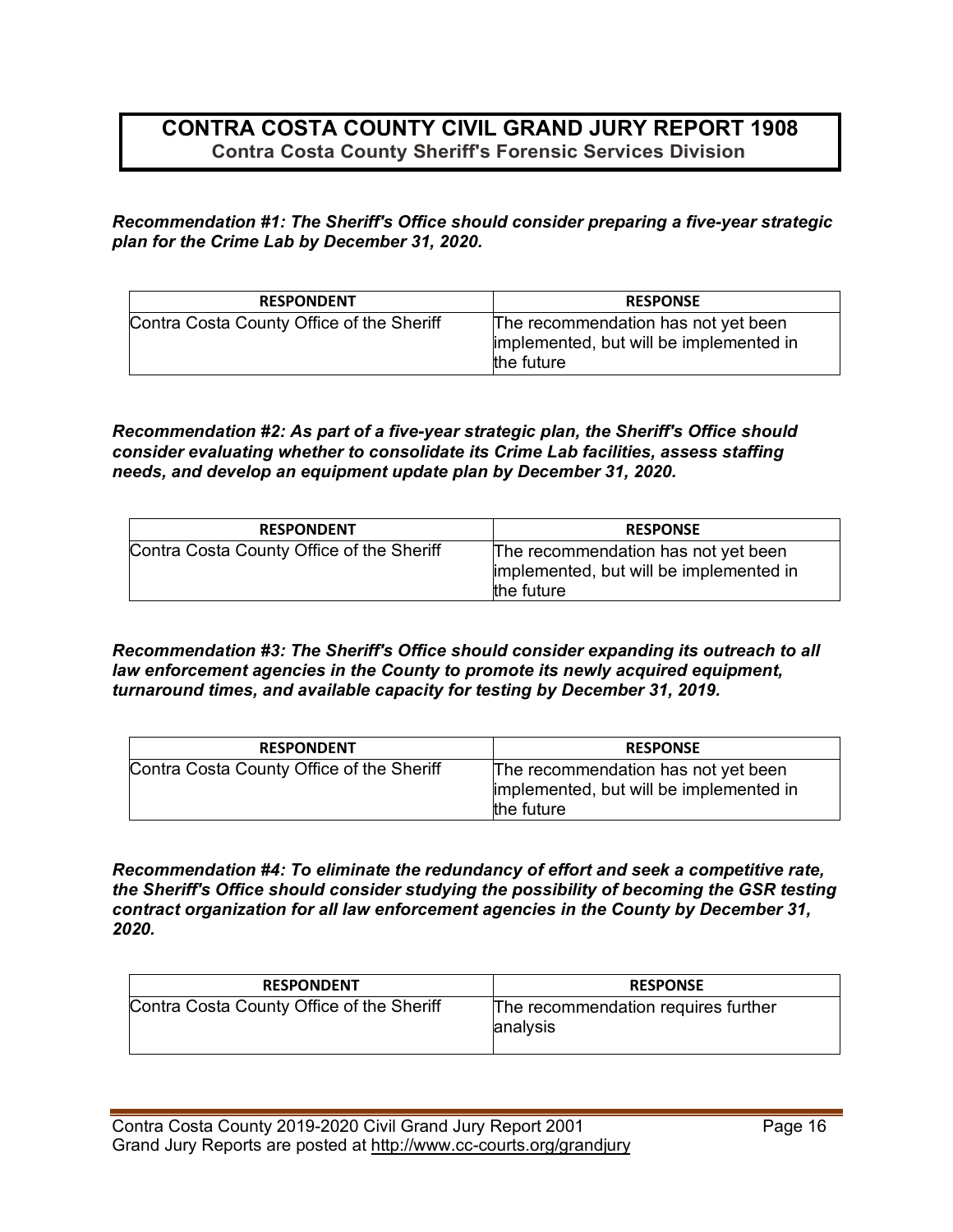## CONTRA COSTA COUNTY CIVIL GRAND JURY REPORT 1908
**Contra Costa County Sheriff's Forensic Services Division**

***Recommendation #1: The Sheriff's Office should consider preparing a five-year strategic plan for the Crime Lab by December 31, 2020.***

| RESPONDENT | RESPONSE |
|---|---|
| Contra Costa County Office of the Sheriff | The recommendation has not yet been implemented, but will be implemented in the future |

***Recommendation #2: As part of a five-year strategic plan, the Sheriff's Office should consider evaluating whether to consolidate its Crime Lab facilities, assess staffing needs, and develop an equipment update plan by December 31, 2020.***

| RESPONDENT | RESPONSE |
|---|---|
| Contra Costa County Office of the Sheriff | The recommendation has not yet been implemented, but will be implemented in the future |

***Recommendation #3: The Sheriff's Office should consider expanding its outreach to all law enforcement agencies in the County to promote its newly acquired equipment, turnaround times, and available capacity for testing by December 31, 2019.***

| RESPONDENT | RESPONSE |
|---|---|
| Contra Costa County Office of the Sheriff | The recommendation has not yet been implemented, but will be implemented in the future |

***Recommendation #4: To eliminate the redundancy of effort and seek a competitive rate, the Sheriff's Office should consider studying the possibility of becoming the GSR testing contract organization for all law enforcement agencies in the County by December 31, 2020.***

| RESPONDENT | RESPONSE |
|---|---|
| Contra Costa County Office of the Sheriff | The recommendation requires further analysis |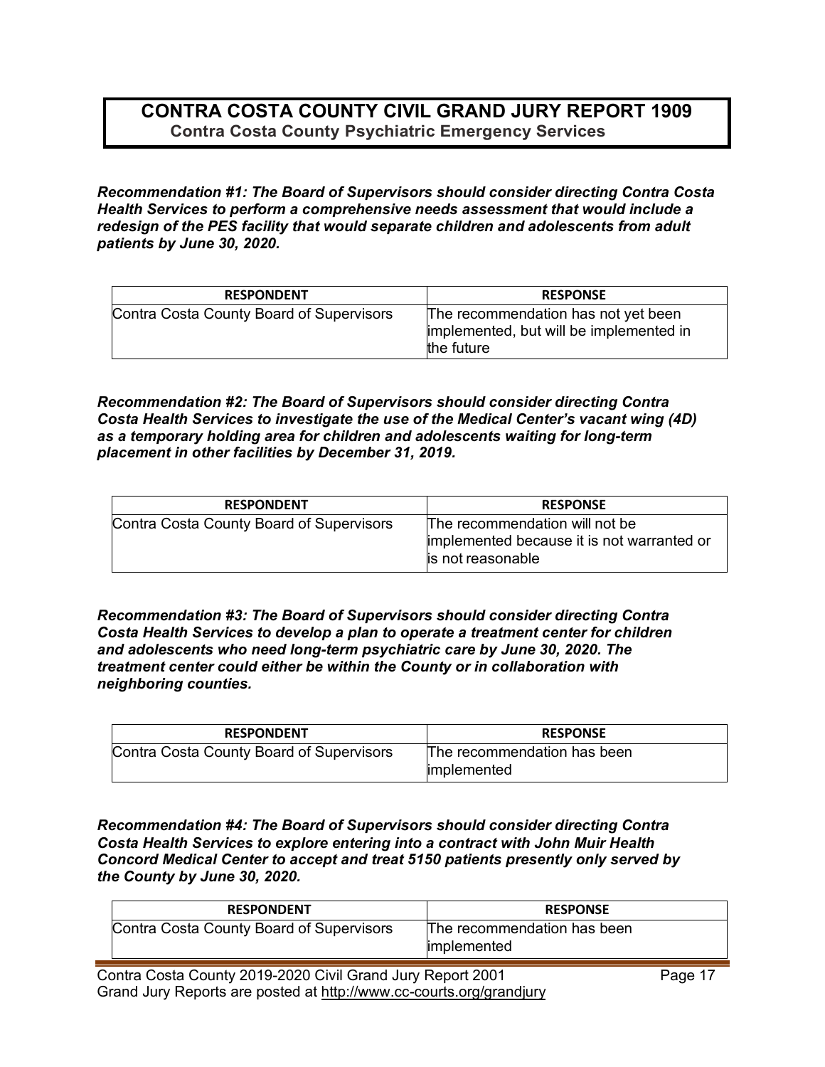## CONTRA COSTA COUNTY CIVIL GRAND JURY REPORT 1909

**Contra Costa County Psychiatric Emergency Services**

***Recommendation #1: The Board of Supervisors should consider directing Contra Costa Health Services to perform a comprehensive needs assessment that would include a redesign of the PES facility that would separate children and adolescents from adult patients by June 30, 2020.***

| RESPONDENT | RESPONSE |
|---|---|
| Contra Costa County Board of Supervisors | The recommendation has not yet been implemented, but will be implemented in the future |

***Recommendation #2: The Board of Supervisors should consider directing Contra Costa Health Services to investigate the use of the Medical Center's vacant wing (4D) as a temporary holding area for children and adolescents waiting for long-term placement in other facilities by December 31, 2019.***

| RESPONDENT | RESPONSE |
|---|---|
| Contra Costa County Board of Supervisors | The recommendation will not be implemented because it is not warranted or is not reasonable |

***Recommendation #3: The Board of Supervisors should consider directing Contra Costa Health Services to develop a plan to operate a treatment center for children and adolescents who need long-term psychiatric care by June 30, 2020. The treatment center could either be within the County or in collaboration with neighboring counties.***

| RESPONDENT | RESPONSE |
|---|---|
| Contra Costa County Board of Supervisors | The recommendation has been implemented |

***Recommendation #4: The Board of Supervisors should consider directing Contra Costa Health Services to explore entering into a contract with John Muir Health Concord Medical Center to accept and treat 5150 patients presently only served by the County by June 30, 2020.***

| RESPONDENT | RESPONSE |
|---|---|
| Contra Costa County Board of Supervisors | The recommendation has been implemented |